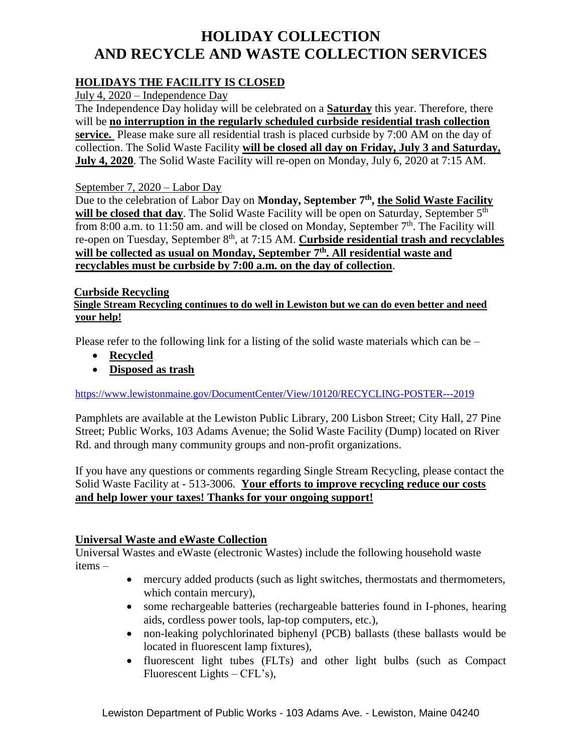# HOLIDAY COLLECTION AND RECYCLE AND WASTE COLLECTION SERVICES

## HOLIDAYS THE FACILITY IS CLOSED

July 4, 2020 – Independence Day

The Independence Day holiday will be celebrated on a **Saturday** this year. Therefore, there will be **no interruption in the regularly scheduled curbside residential trash collection service.** Please make sure all residential trash is placed curbside by 7:00 AM on the day of collection. The Solid Waste Facility **will be closed all day on Friday, July 3 and Saturday, July 4, 2020**. The Solid Waste Facility will re-open on Monday, July 6, 2020 at 7:15 AM.

September 7, 2020 – Labor Day

Due to the celebration of Labor Day on **Monday, September 7th, the Solid Waste Facility will be closed that day**. The Solid Waste Facility will be open on Saturday, September 5th from 8:00 a.m. to 11:50 am. and will be closed on Monday, September 7th. The Facility will re-open on Tuesday, September 8th, at 7:15 AM. **Curbside residential trash and recyclables will be collected as usual on Monday, September 7th. All residential waste and recyclables must be curbside by 7:00 a.m. on the day of collection**.

## Curbside Recycling

**Single Stream Recycling continues to do well in Lewiston but we can do even better and need your help!**

Please refer to the following link for a listing of the solid waste materials which can be –

- **Recycled**
- **Disposed as trash**

https://www.lewistonmaine.gov/DocumentCenter/View/10120/RECYCLING-POSTER---2019

Pamphlets are available at the Lewiston Public Library, 200 Lisbon Street; City Hall, 27 Pine Street; Public Works, 103 Adams Avenue; the Solid Waste Facility (Dump) located on River Rd. and through many community groups and non-profit organizations.

If you have any questions or comments regarding Single Stream Recycling, please contact the Solid Waste Facility at - 513-3006. **Your efforts to improve recycling reduce our costs and help lower your taxes! Thanks for your ongoing support!**

## Universal Waste and eWaste Collection

Universal Wastes and eWaste (electronic Wastes) include the following household waste items –

- mercury added products (such as light switches, thermostats and thermometers, which contain mercury),
- some rechargeable batteries (rechargeable batteries found in I-phones, hearing aids, cordless power tools, lap-top computers, etc.),
- non-leaking polychlorinated biphenyl (PCB) ballasts (these ballasts would be located in fluorescent lamp fixtures),
- fluorescent light tubes (FLTs) and other light bulbs (such as Compact Fluorescent Lights – CFL's),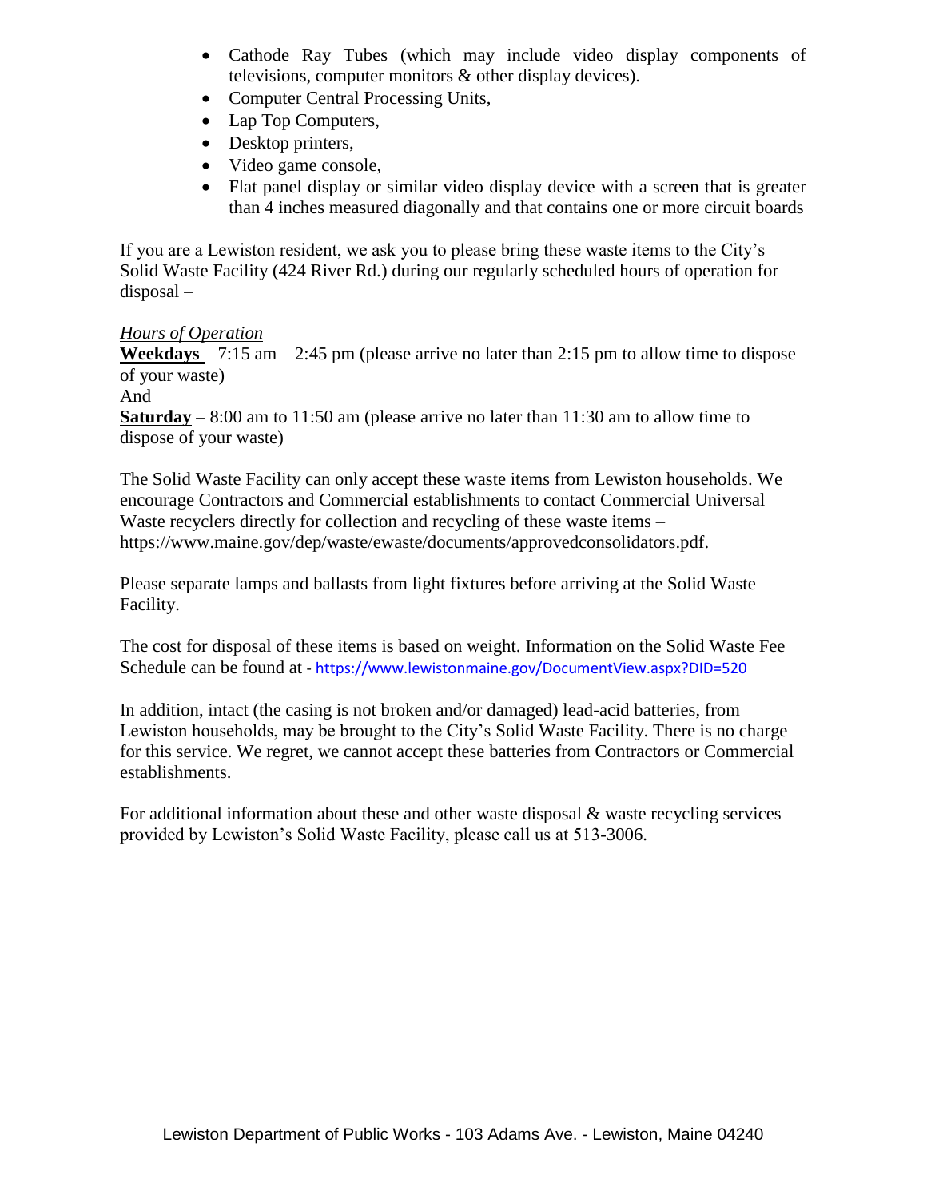- Cathode Ray Tubes (which may include video display components of televisions, computer monitors & other display devices).
- Computer Central Processing Units,
- Lap Top Computers,
- Desktop printers,
- Video game console,
- Flat panel display or similar video display device with a screen that is greater than 4 inches measured diagonally and that contains one or more circuit boards

If you are a Lewiston resident, we ask you to please bring these waste items to the City's Solid Waste Facility (424 River Rd.) during our regularly scheduled hours of operation for disposal –

*Hours of Operation*

**Weekdays** – 7:15 am – 2:45 pm (please arrive no later than 2:15 pm to allow time to dispose of your waste)

And

**Saturday** – 8:00 am to 11:50 am (please arrive no later than 11:30 am to allow time to dispose of your waste)

The Solid Waste Facility can only accept these waste items from Lewiston households. We encourage Contractors and Commercial establishments to contact Commercial Universal Waste recyclers directly for collection and recycling of these waste items – https://www.maine.gov/dep/waste/ewaste/documents/approvedconsolidators.pdf.

Please separate lamps and ballasts from light fixtures before arriving at the Solid Waste Facility.

The cost for disposal of these items is based on weight. Information on the Solid Waste Fee Schedule can be found at - https://www.lewistonmaine.gov/DocumentView.aspx?DID=520

In addition, intact (the casing is not broken and/or damaged) lead-acid batteries, from Lewiston households, may be brought to the City's Solid Waste Facility. There is no charge for this service. We regret, we cannot accept these batteries from Contractors or Commercial establishments.

For additional information about these and other waste disposal & waste recycling services provided by Lewiston's Solid Waste Facility, please call us at 513-3006.

Lewiston Department of Public Works - 103 Adams Ave. - Lewiston, Maine 04240